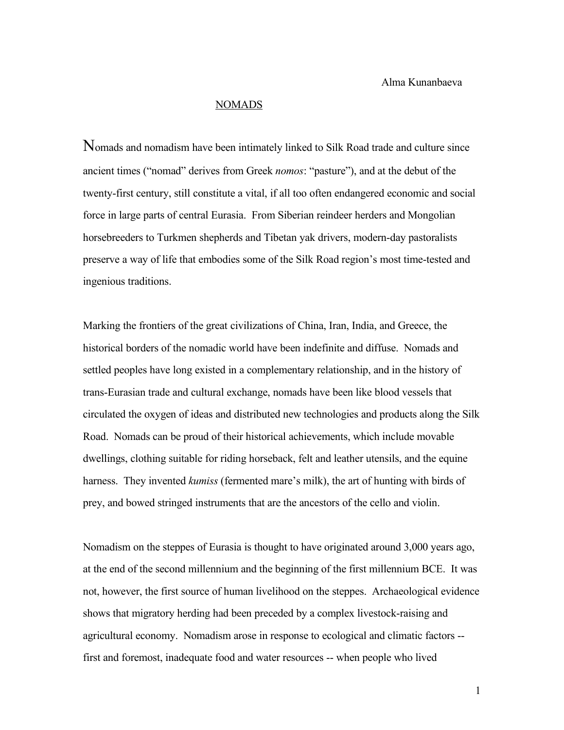Alma Kunanbaeva

# NOMADS

Nomads and nomadism have been intimately linked to Silk Road trade and culture since ancient times ("nomad" derives from Greek *nomos*: "pasture"), and at the debut of the twenty-first century, still constitute a vital, if all too often endangered economic and social force in large parts of central Eurasia. From Siberian reindeer herders and Mongolian horsebreeders to Turkmen shepherds and Tibetan yak drivers, modern-day pastoralists preserve a way of life that embodies some of the Silk Road region's most time-tested and ingenious traditions.

Marking the frontiers of the great civilizations of China, Iran, India, and Greece, the historical borders of the nomadic world have been indefinite and diffuse. Nomads and settled peoples have long existed in a complementary relationship, and in the history of trans-Eurasian trade and cultural exchange, nomads have been like blood vessels that circulated the oxygen of ideas and distributed new technologies and products along the Silk Road. Nomads can be proud of their historical achievements, which include movable dwellings, clothing suitable for riding horseback, felt and leather utensils, and the equine harness. They invented *kumiss* (fermented mare's milk), the art of hunting with birds of prey, and bowed stringed instruments that are the ancestors of the cello and violin.

Nomadism on the steppes of Eurasia is thought to have originated around 3,000 years ago, at the end of the second millennium and the beginning of the first millennium BCE. It was not, however, the first source of human livelihood on the steppes. Archaeological evidence shows that migratory herding had been preceded by a complex livestock-raising and agricultural economy. Nomadism arose in response to ecological and climatic factors -- first and foremost, inadequate food and water resources -- when people who lived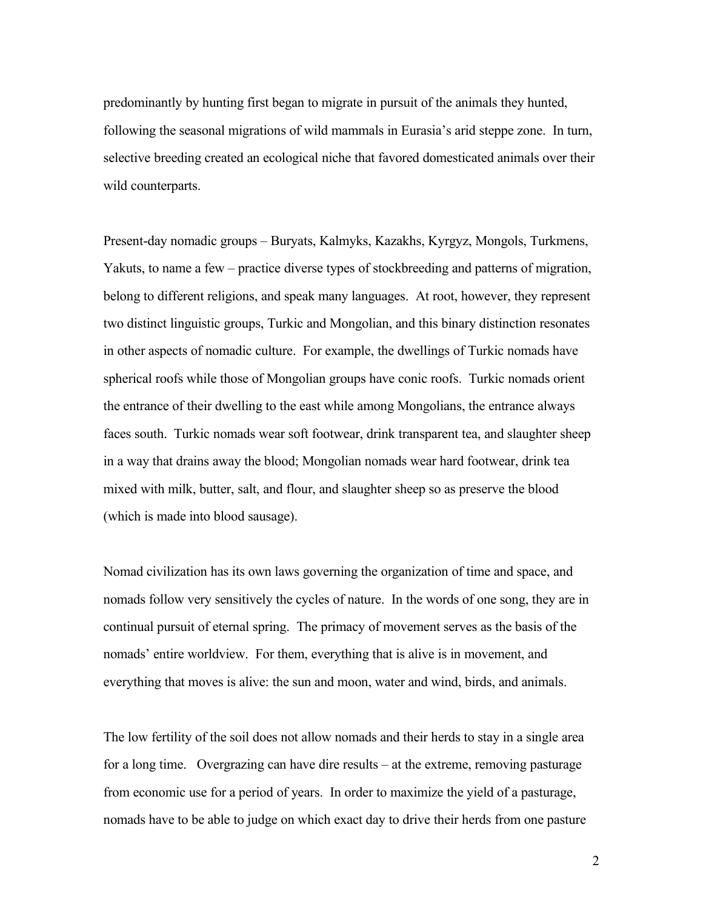predominantly by hunting first began to migrate in pursuit of the animals they hunted, following the seasonal migrations of wild mammals in Eurasia's arid steppe zone. In turn, selective breeding created an ecological niche that favored domesticated animals over their wild counterparts.

Present-day nomadic groups – Buryats, Kalmyks, Kazakhs, Kyrgyz, Mongols, Turkmens, Yakuts, to name a few – practice diverse types of stockbreeding and patterns of migration, belong to different religions, and speak many languages. At root, however, they represent two distinct linguistic groups, Turkic and Mongolian, and this binary distinction resonates in other aspects of nomadic culture. For example, the dwellings of Turkic nomads have spherical roofs while those of Mongolian groups have conic roofs. Turkic nomads orient the entrance of their dwelling to the east while among Mongolians, the entrance always faces south. Turkic nomads wear soft footwear, drink transparent tea, and slaughter sheep in a way that drains away the blood; Mongolian nomads wear hard footwear, drink tea mixed with milk, butter, salt, and flour, and slaughter sheep so as preserve the blood (which is made into blood sausage).

Nomad civilization has its own laws governing the organization of time and space, and nomads follow very sensitively the cycles of nature. In the words of one song, they are in continual pursuit of eternal spring. The primacy of movement serves as the basis of the nomads' entire worldview. For them, everything that is alive is in movement, and everything that moves is alive: the sun and moon, water and wind, birds, and animals.

The low fertility of the soil does not allow nomads and their herds to stay in a single area for a long time. Overgrazing can have dire results – at the extreme, removing pasturage from economic use for a period of years. In order to maximize the yield of a pasturage, nomads have to be able to judge on which exact day to drive their herds from one pasture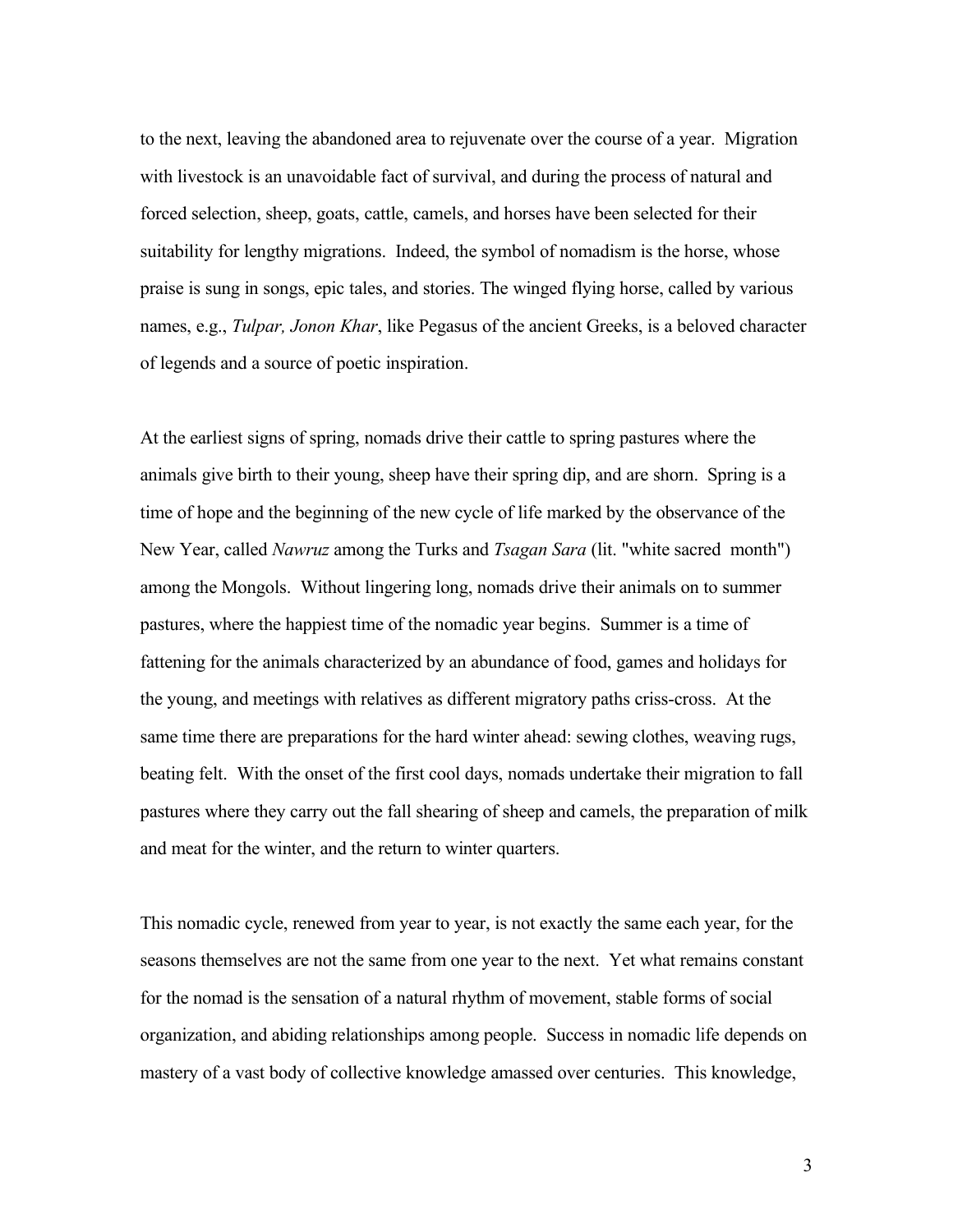to the next, leaving the abandoned area to rejuvenate over the course of a year. Migration with livestock is an unavoidable fact of survival, and during the process of natural and forced selection, sheep, goats, cattle, camels, and horses have been selected for their suitability for lengthy migrations. Indeed, the symbol of nomadism is the horse, whose praise is sung in songs, epic tales, and stories. The winged flying horse, called by various names, e.g., *Tulpar, Jonon Khar*, like Pegasus of the ancient Greeks, is a beloved character of legends and a source of poetic inspiration.

At the earliest signs of spring, nomads drive their cattle to spring pastures where the animals give birth to their young, sheep have their spring dip, and are shorn. Spring is a time of hope and the beginning of the new cycle of life marked by the observance of the New Year, called *Nawruz* among the Turks and *Tsagan Sara* (lit. "white sacred month") among the Mongols. Without lingering long, nomads drive their animals on to summer pastures, where the happiest time of the nomadic year begins. Summer is a time of fattening for the animals characterized by an abundance of food, games and holidays for the young, and meetings with relatives as different migratory paths criss-cross. At the same time there are preparations for the hard winter ahead: sewing clothes, weaving rugs, beating felt. With the onset of the first cool days, nomads undertake their migration to fall pastures where they carry out the fall shearing of sheep and camels, the preparation of milk and meat for the winter, and the return to winter quarters.

This nomadic cycle, renewed from year to year, is not exactly the same each year, for the seasons themselves are not the same from one year to the next. Yet what remains constant for the nomad is the sensation of a natural rhythm of movement, stable forms of social organization, and abiding relationships among people. Success in nomadic life depends on mastery of a vast body of collective knowledge amassed over centuries. This knowledge,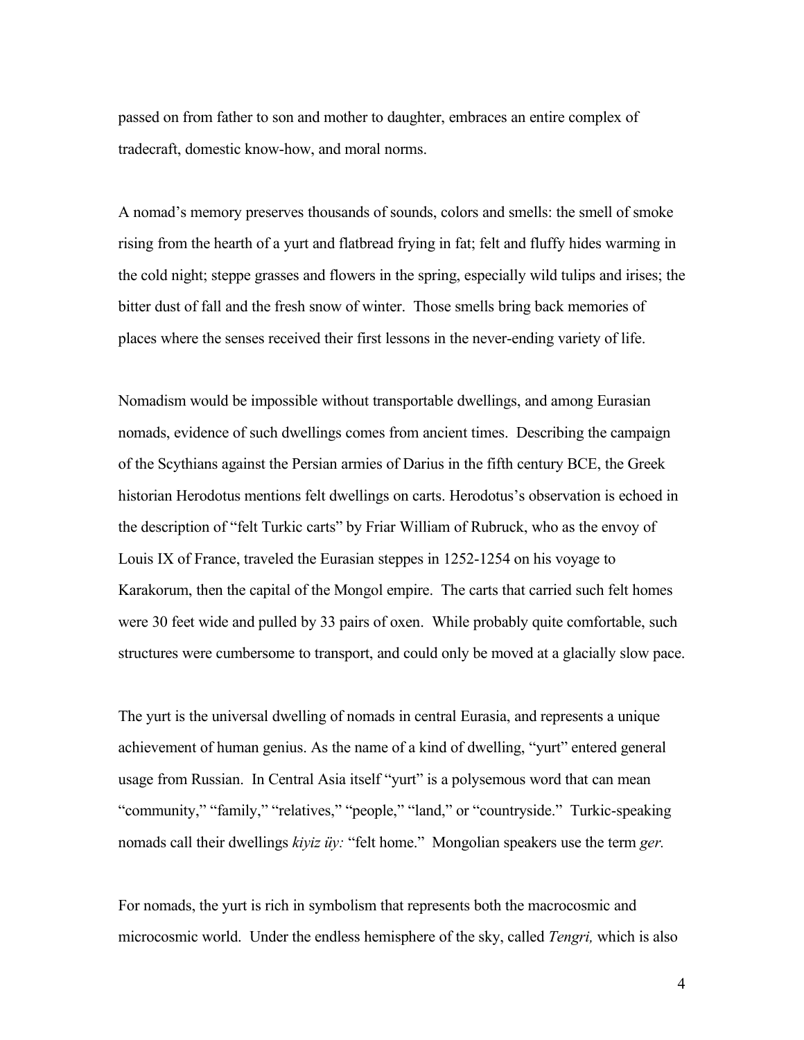passed on from father to son and mother to daughter, embraces an entire complex of tradecraft, domestic know-how, and moral norms.

A nomad's memory preserves thousands of sounds, colors and smells: the smell of smoke rising from the hearth of a yurt and flatbread frying in fat; felt and fluffy hides warming in the cold night; steppe grasses and flowers in the spring, especially wild tulips and irises; the bitter dust of fall and the fresh snow of winter. Those smells bring back memories of places where the senses received their first lessons in the never-ending variety of life.

Nomadism would be impossible without transportable dwellings, and among Eurasian nomads, evidence of such dwellings comes from ancient times. Describing the campaign of the Scythians against the Persian armies of Darius in the fifth century BCE, the Greek historian Herodotus mentions felt dwellings on carts. Herodotus's observation is echoed in the description of "felt Turkic carts" by Friar William of Rubruck, who as the envoy of Louis IX of France, traveled the Eurasian steppes in 1252-1254 on his voyage to Karakorum, then the capital of the Mongol empire. The carts that carried such felt homes were 30 feet wide and pulled by 33 pairs of oxen. While probably quite comfortable, such structures were cumbersome to transport, and could only be moved at a glacially slow pace.

The yurt is the universal dwelling of nomads in central Eurasia, and represents a unique achievement of human genius. As the name of a kind of dwelling, "yurt" entered general usage from Russian. In Central Asia itself "yurt" is a polysemous word that can mean "community," "family," "relatives," "people," "land," or "countryside." Turkic-speaking nomads call their dwellings *kiyiz üy:* "felt home." Mongolian speakers use the term *ger.*

For nomads, the yurt is rich in symbolism that represents both the macrocosmic and microcosmic world. Under the endless hemisphere of the sky, called *Tengri,* which is also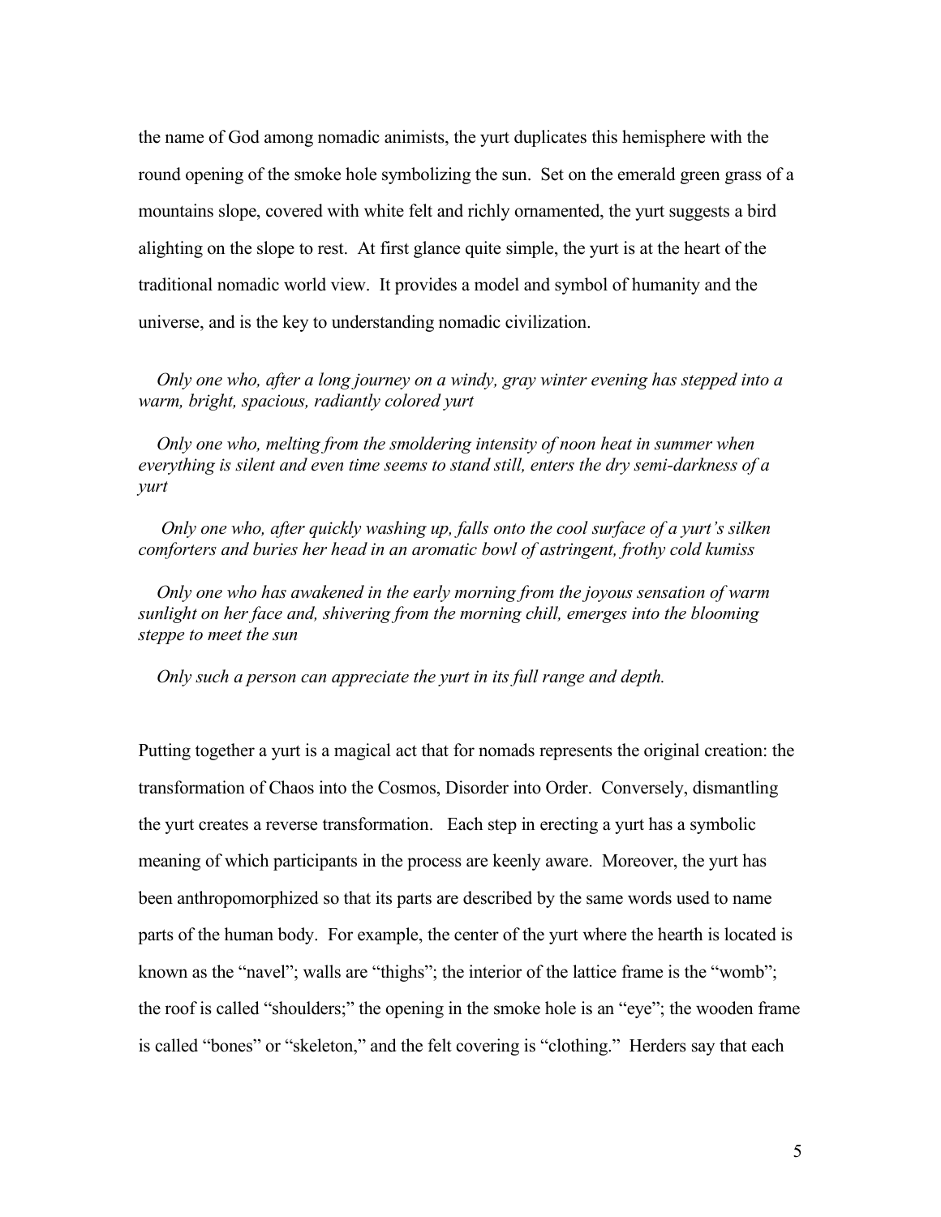the name of God among nomadic animists, the yurt duplicates this hemisphere with the round opening of the smoke hole symbolizing the sun. Set on the emerald green grass of a mountains slope, covered with white felt and richly ornamented, the yurt suggests a bird alighting on the slope to rest. At first glance quite simple, the yurt is at the heart of the traditional nomadic world view. It provides a model and symbol of humanity and the universe, and is the key to understanding nomadic civilization.

*Only one who, after a long journey on a windy, gray winter evening has stepped into a warm, bright, spacious, radiantly colored yurt*

*Only one who, melting from the smoldering intensity of noon heat in summer when everything is silent and even time seems to stand still, enters the dry semi-darkness of a yurt*

*Only one who, after quickly washing up, falls onto the cool surface of a yurt's silken comforters and buries her head in an aromatic bowl of astringent, frothy cold kumiss*

*Only one who has awakened in the early morning from the joyous sensation of warm sunlight on her face and, shivering from the morning chill, emerges into the blooming steppe to meet the sun*

*Only such a person can appreciate the yurt in its full range and depth.*

Putting together a yurt is a magical act that for nomads represents the original creation: the transformation of Chaos into the Cosmos, Disorder into Order. Conversely, dismantling the yurt creates a reverse transformation. Each step in erecting a yurt has a symbolic meaning of which participants in the process are keenly aware. Moreover, the yurt has been anthropomorphized so that its parts are described by the same words used to name parts of the human body. For example, the center of the yurt where the hearth is located is known as the "navel"; walls are "thighs"; the interior of the lattice frame is the "womb"; the roof is called "shoulders;" the opening in the smoke hole is an "eye"; the wooden frame is called "bones" or "skeleton," and the felt covering is "clothing." Herders say that each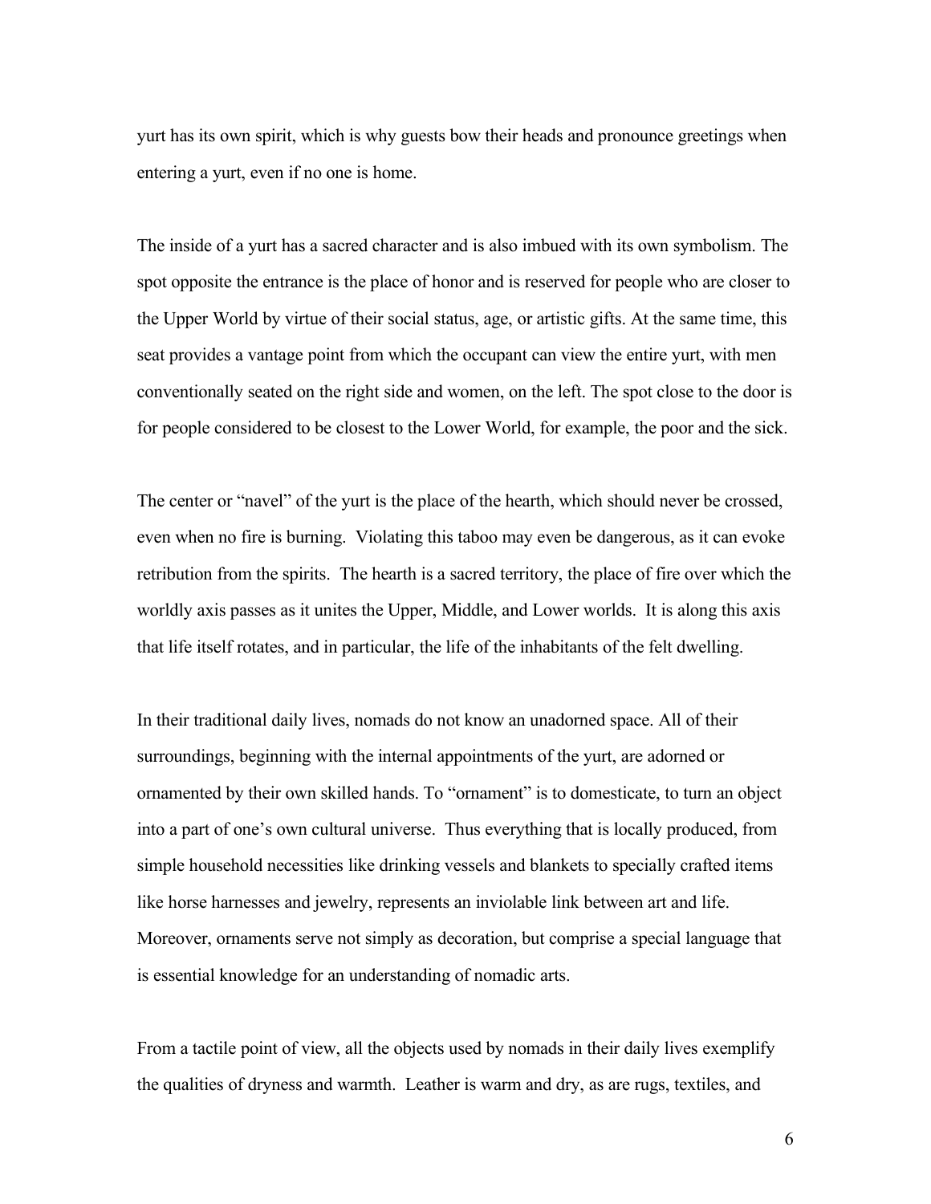yurt has its own spirit, which is why guests bow their heads and pronounce greetings when entering a yurt, even if no one is home.

The inside of a yurt has a sacred character and is also imbued with its own symbolism. The spot opposite the entrance is the place of honor and is reserved for people who are closer to the Upper World by virtue of their social status, age, or artistic gifts. At the same time, this seat provides a vantage point from which the occupant can view the entire yurt, with men conventionally seated on the right side and women, on the left. The spot close to the door is for people considered to be closest to the Lower World, for example, the poor and the sick.

The center or "navel" of the yurt is the place of the hearth, which should never be crossed, even when no fire is burning. Violating this taboo may even be dangerous, as it can evoke retribution from the spirits. The hearth is a sacred territory, the place of fire over which the worldly axis passes as it unites the Upper, Middle, and Lower worlds. It is along this axis that life itself rotates, and in particular, the life of the inhabitants of the felt dwelling.

In their traditional daily lives, nomads do not know an unadorned space. All of their surroundings, beginning with the internal appointments of the yurt, are adorned or ornamented by their own skilled hands. To "ornament" is to domesticate, to turn an object into a part of one's own cultural universe. Thus everything that is locally produced, from simple household necessities like drinking vessels and blankets to specially crafted items like horse harnesses and jewelry, represents an inviolable link between art and life. Moreover, ornaments serve not simply as decoration, but comprise a special language that is essential knowledge for an understanding of nomadic arts.

From a tactile point of view, all the objects used by nomads in their daily lives exemplify the qualities of dryness and warmth. Leather is warm and dry, as are rugs, textiles, and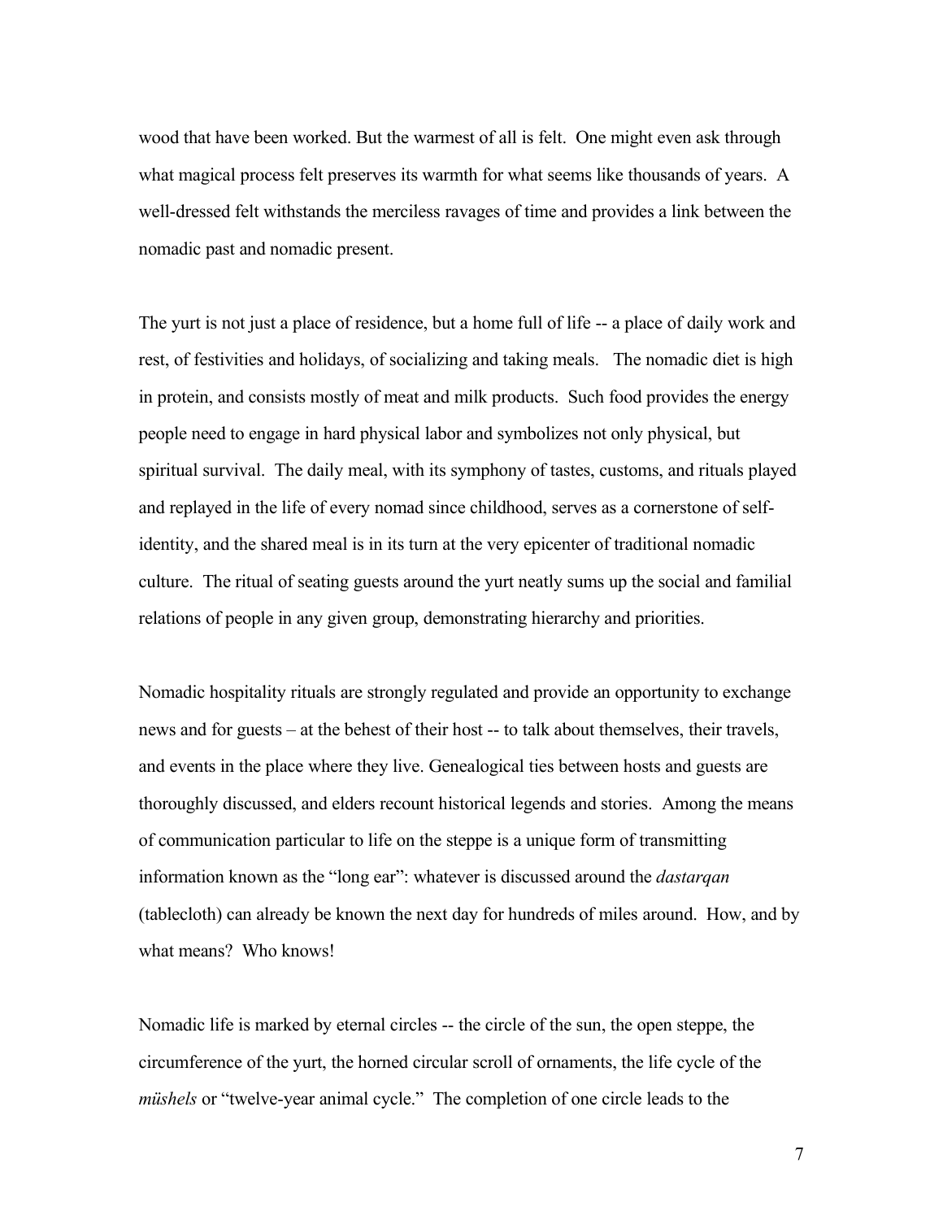wood that have been worked. But the warmest of all is felt. One might even ask through what magical process felt preserves its warmth for what seems like thousands of years. A well-dressed felt withstands the merciless ravages of time and provides a link between the nomadic past and nomadic present.

The yurt is not just a place of residence, but a home full of life -- a place of daily work and rest, of festivities and holidays, of socializing and taking meals. The nomadic diet is high in protein, and consists mostly of meat and milk products. Such food provides the energy people need to engage in hard physical labor and symbolizes not only physical, but spiritual survival. The daily meal, with its symphony of tastes, customs, and rituals played and replayed in the life of every nomad since childhood, serves as a cornerstone of self-identity, and the shared meal is in its turn at the very epicenter of traditional nomadic culture. The ritual of seating guests around the yurt neatly sums up the social and familial relations of people in any given group, demonstrating hierarchy and priorities.

Nomadic hospitality rituals are strongly regulated and provide an opportunity to exchange news and for guests – at the behest of their host -- to talk about themselves, their travels, and events in the place where they live. Genealogical ties between hosts and guests are thoroughly discussed, and elders recount historical legends and stories. Among the means of communication particular to life on the steppe is a unique form of transmitting information known as the "long ear": whatever is discussed around the *dastarqan* (tablecloth) can already be known the next day for hundreds of miles around. How, and by what means? Who knows!

Nomadic life is marked by eternal circles -- the circle of the sun, the open steppe, the circumference of the yurt, the horned circular scroll of ornaments, the life cycle of the *müshels* or "twelve-year animal cycle." The completion of one circle leads to the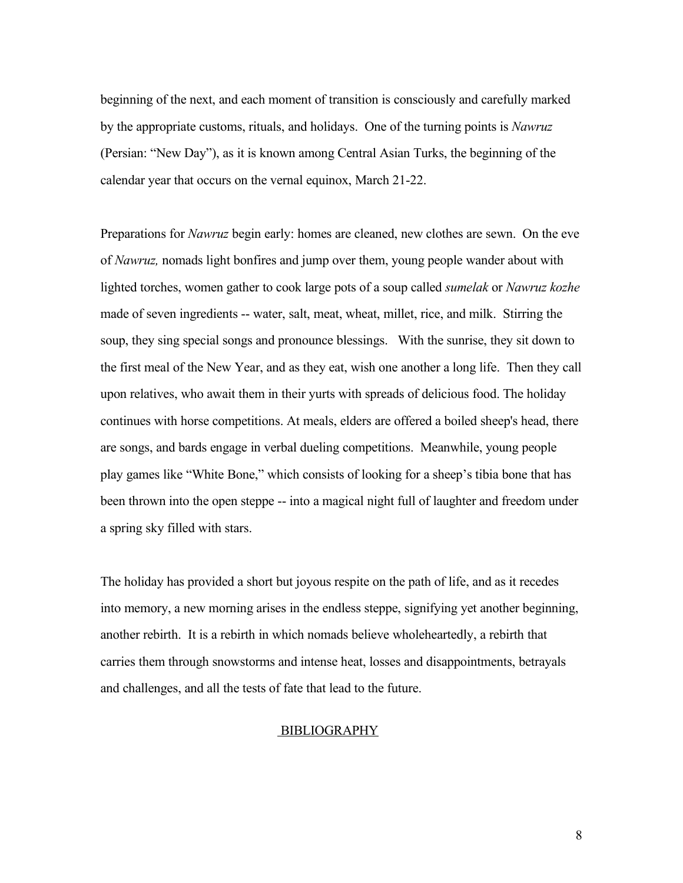beginning of the next, and each moment of transition is consciously and carefully marked by the appropriate customs, rituals, and holidays. One of the turning points is *Nawruz* (Persian: "New Day"), as it is known among Central Asian Turks, the beginning of the calendar year that occurs on the vernal equinox, March 21-22.

Preparations for *Nawruz* begin early: homes are cleaned, new clothes are sewn. On the eve of *Nawruz,* nomads light bonfires and jump over them, young people wander about with lighted torches, women gather to cook large pots of a soup called *sumelak* or *Nawruz kozhe* made of seven ingredients -- water, salt, meat, wheat, millet, rice, and milk. Stirring the soup, they sing special songs and pronounce blessings. With the sunrise, they sit down to the first meal of the New Year, and as they eat, wish one another a long life. Then they call upon relatives, who await them in their yurts with spreads of delicious food. The holiday continues with horse competitions. At meals, elders are offered a boiled sheep's head, there are songs, and bards engage in verbal dueling competitions. Meanwhile, young people play games like "White Bone," which consists of looking for a sheep's tibia bone that has been thrown into the open steppe -- into a magical night full of laughter and freedom under a spring sky filled with stars.

The holiday has provided a short but joyous respite on the path of life, and as it recedes into memory, a new morning arises in the endless steppe, signifying yet another beginning, another rebirth. It is a rebirth in which nomads believe wholeheartedly, a rebirth that carries them through snowstorms and intense heat, losses and disappointments, betrayals and challenges, and all the tests of fate that lead to the future.

## BIBLIOGRAPHY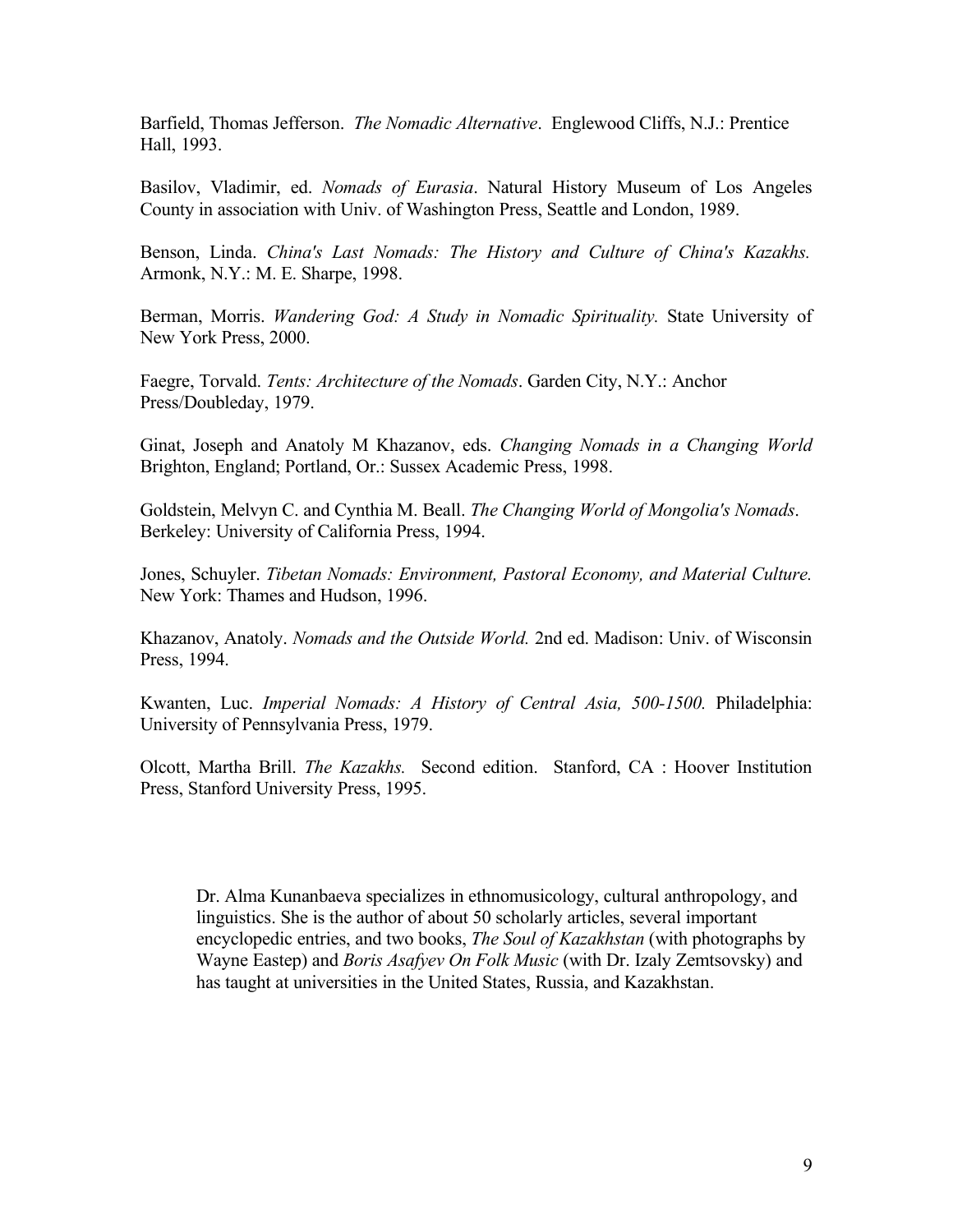Barfield, Thomas Jefferson. *The Nomadic Alternative*. Englewood Cliffs, N.J.: Prentice Hall, 1993.

Basilov, Vladimir, ed. *Nomads of Eurasia*. Natural History Museum of Los Angeles County in association with Univ. of Washington Press, Seattle and London, 1989.

Benson, Linda. *China's Last Nomads: The History and Culture of China's Kazakhs.* Armonk, N.Y.: M. E. Sharpe, 1998.

Berman, Morris. *Wandering God: A Study in Nomadic Spirituality.* State University of New York Press, 2000.

Faegre, Torvald. *Tents: Architecture of the Nomads*. Garden City, N.Y.: Anchor Press/Doubleday, 1979.

Ginat, Joseph and Anatoly M Khazanov, eds. *Changing Nomads in a Changing World* Brighton, England; Portland, Or.: Sussex Academic Press, 1998.

Goldstein, Melvyn C. and Cynthia M. Beall. *The Changing World of Mongolia's Nomads*. Berkeley: University of California Press, 1994.

Jones, Schuyler. *Tibetan Nomads: Environment, Pastoral Economy, and Material Culture.* New York: Thames and Hudson, 1996.

Khazanov, Anatoly. *Nomads and the Outside World.* 2nd ed. Madison: Univ. of Wisconsin Press, 1994.

Kwanten, Luc. *Imperial Nomads: A History of Central Asia, 500-1500.* Philadelphia: University of Pennsylvania Press, 1979.

Olcott, Martha Brill. *The Kazakhs.* Second edition. Stanford, CA : Hoover Institution Press, Stanford University Press, 1995.

Dr. Alma Kunanbaeva specializes in ethnomusicology, cultural anthropology, and linguistics. She is the author of about 50 scholarly articles, several important encyclopedic entries, and two books, *The Soul of Kazakhstan* (with photographs by Wayne Eastep) and *Boris Asafyev On Folk Music* (with Dr. Izaly Zemtsovsky) and has taught at universities in the United States, Russia, and Kazakhstan.